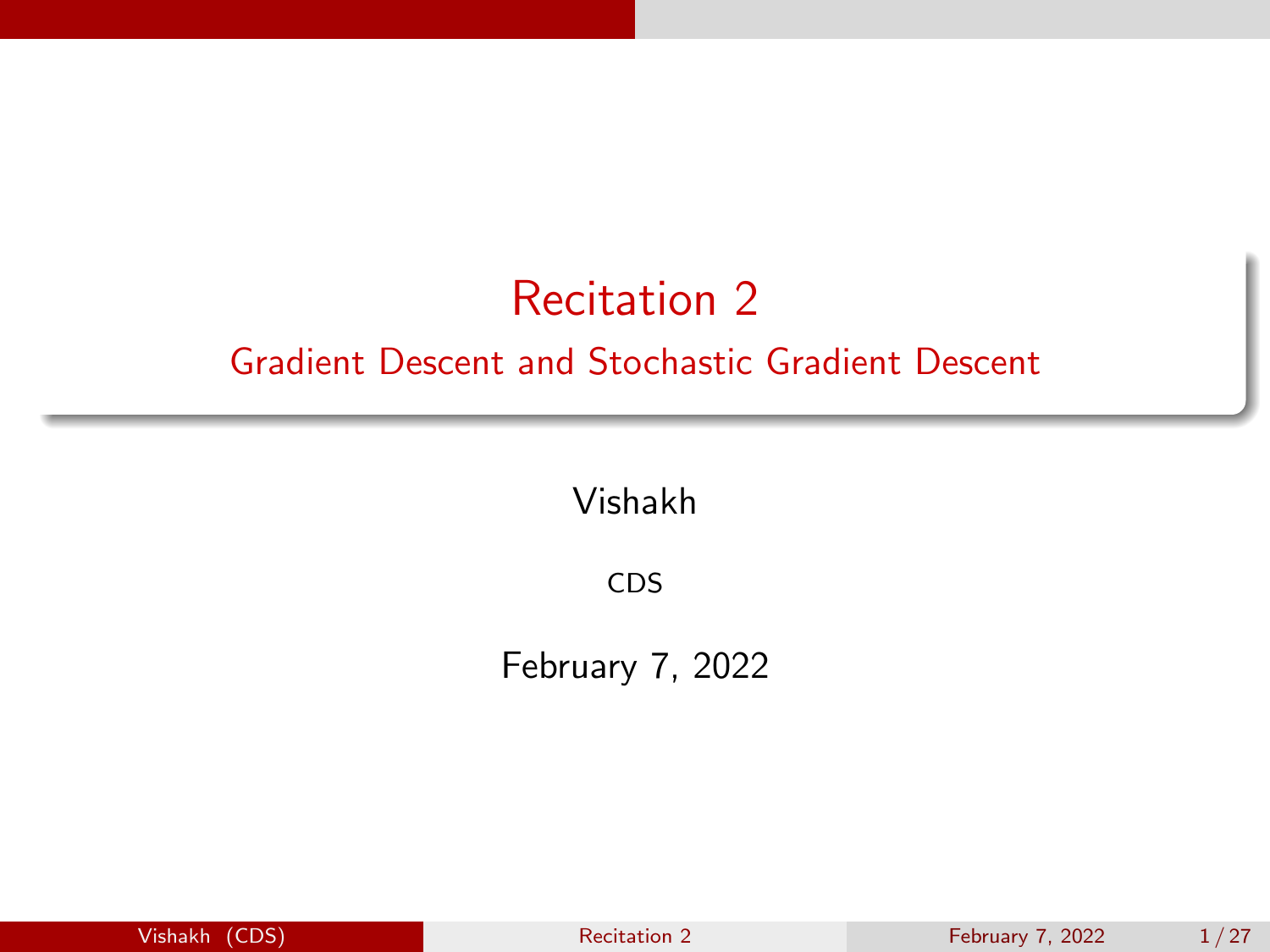# Recitation 2

## Gradient Descent and Stochastic Gradient Descent

Vishakh

CDS

February 7, 2022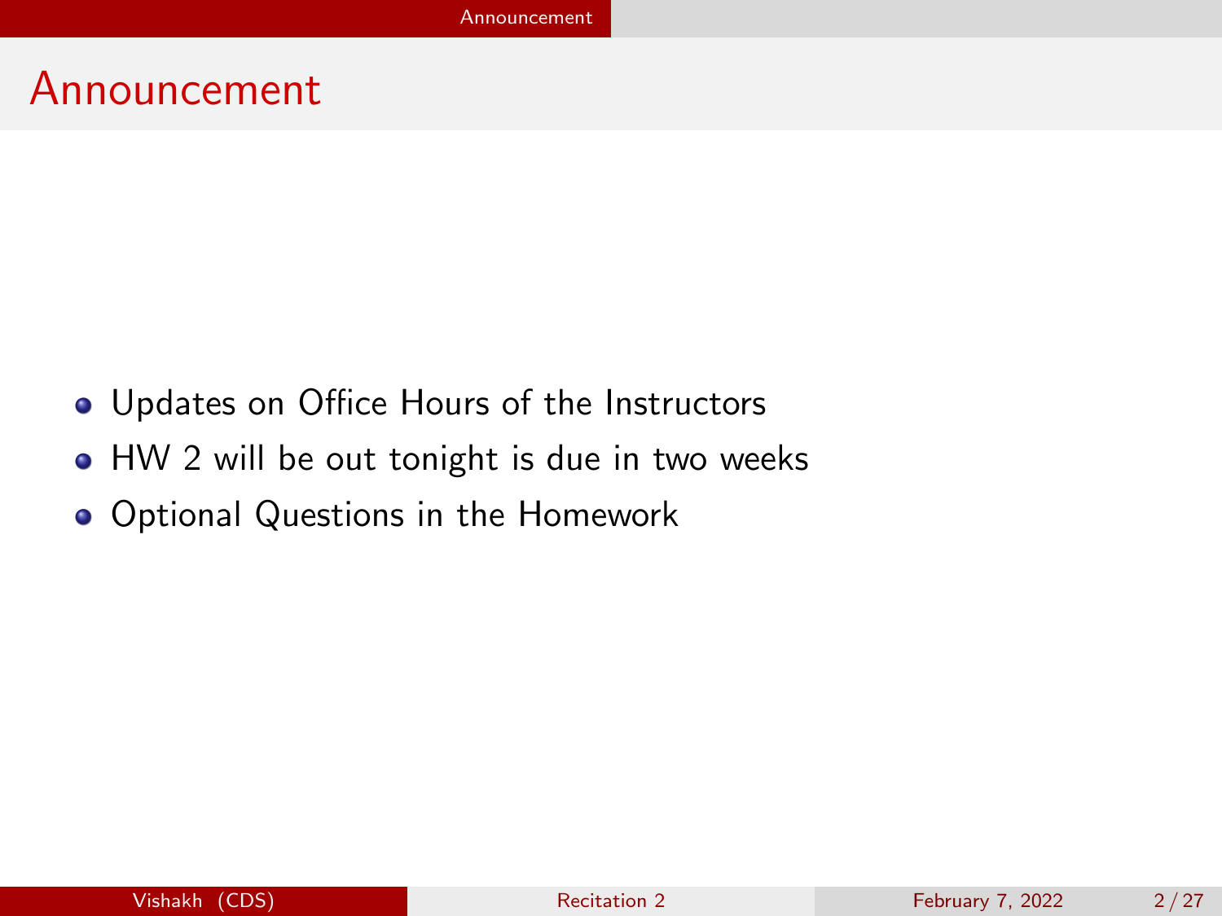# Announcement

- Updates on Office Hours of the Instructors
- HW 2 will be out tonight is due in two weeks
- Optional Questions in the Homework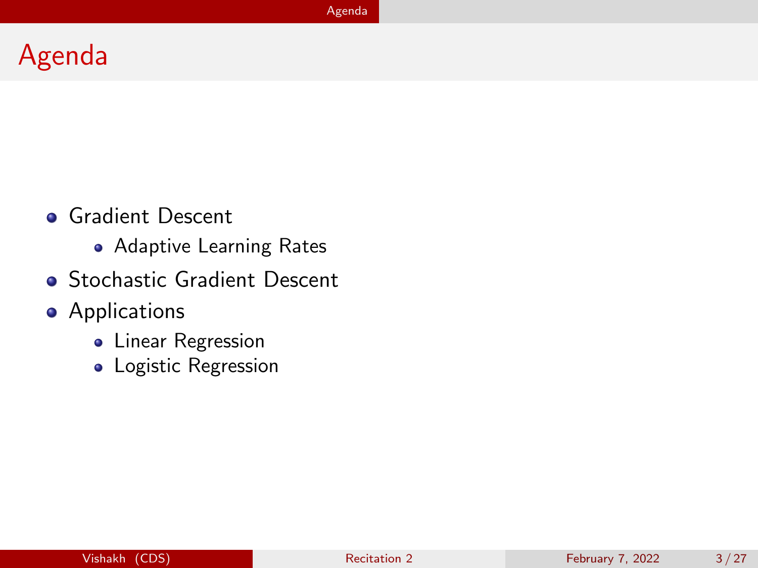# Agenda

- Gradient Descent
  - Adaptive Learning Rates
- Stochastic Gradient Descent
- Applications
  - Linear Regression
  - Logistic Regression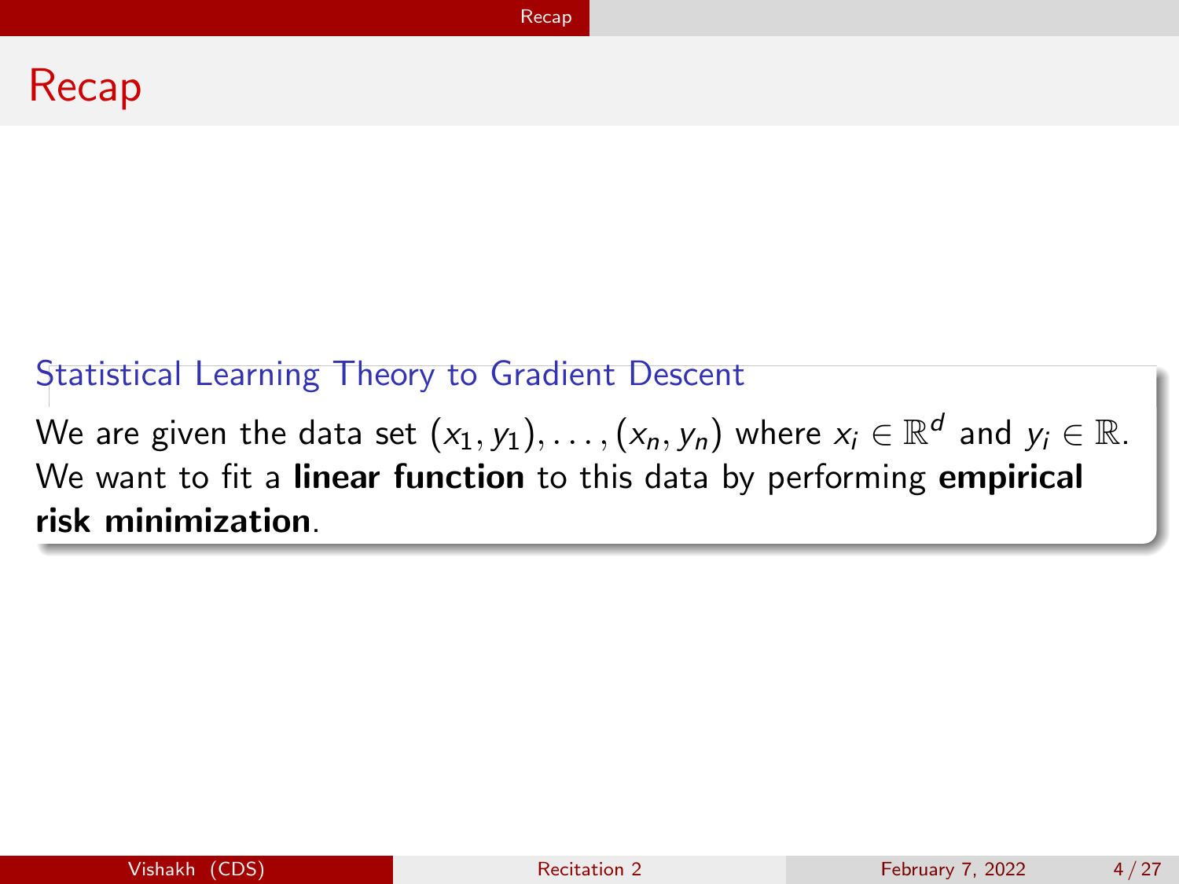# Recap

### Statistical Learning Theory to Gradient Descent

We are given the data set $(x_1, y_1), \ldots, (x_n, y_n)$ where $x_i \in \mathbb{R}^d$ and $y_i \in \mathbb{R}$. We want to fit a **linear function** to this data by performing **empirical risk minimization**.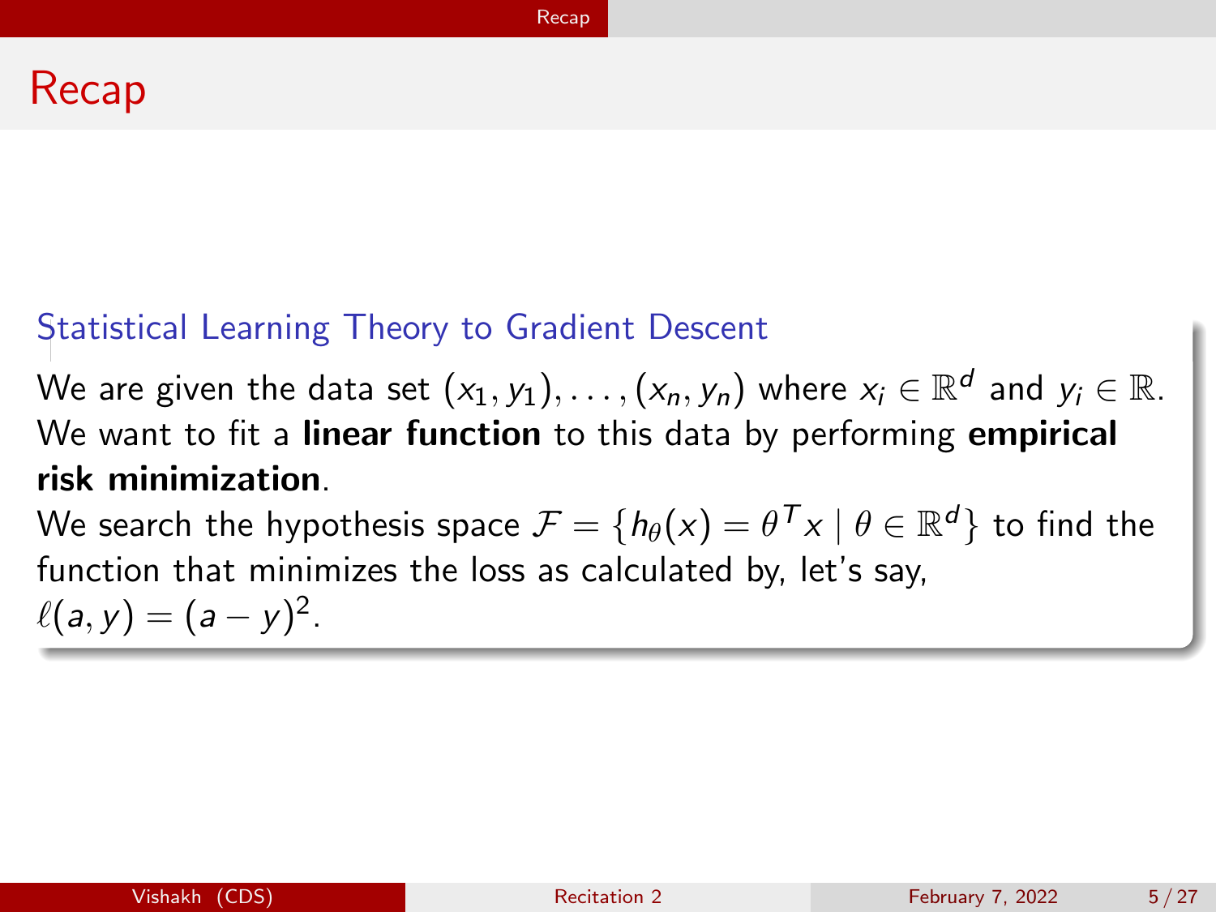# Recap

### Statistical Learning Theory to Gradient Descent

We are given the data set $(x_1, y_1), \ldots, (x_n, y_n)$ where $x_i \in \mathbb{R}^d$ and $y_i \in \mathbb{R}$. We want to fit a **linear function** to this data by performing **empirical risk minimization**.

We search the hypothesis space $\mathcal{F} = \{h_\theta(x) = \theta^T x \mid \theta \in \mathbb{R}^d\}$ to find the function that minimizes the loss as calculated by, let's say, $\ell(a, y) = (a - y)^2$.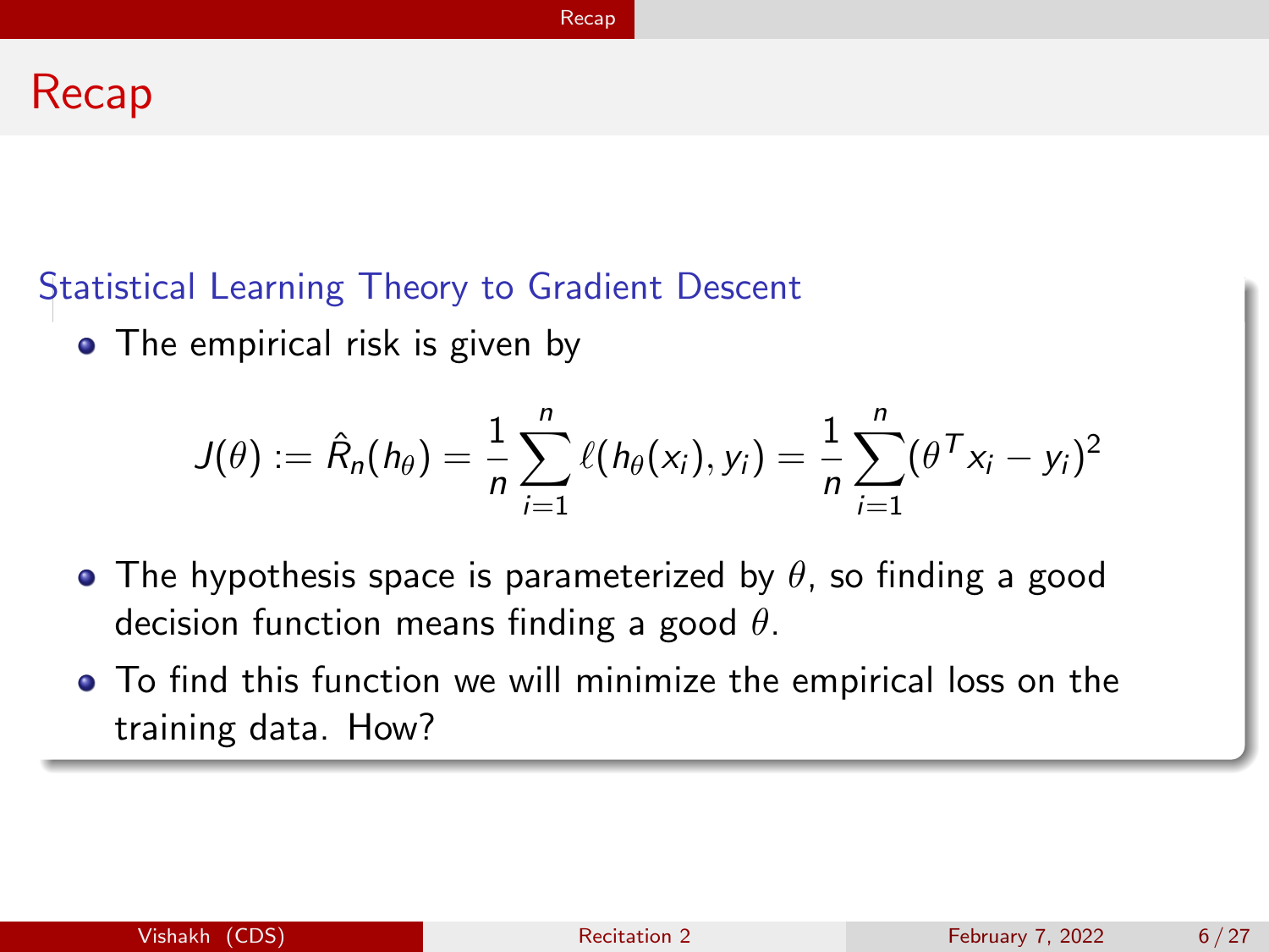# Recap

### Statistical Learning Theory to Gradient Descent

- The empirical risk is given by

$$J(\theta) := \hat{R}_n(h_\theta) = \frac{1}{n}\sum_{i=1}^{n} \ell(h_\theta(x_i), y_i) = \frac{1}{n}\sum_{i=1}^{n}(\theta^T x_i - y_i)^2$$

- The hypothesis space is parameterized by $\theta$, so finding a good decision function means finding a good $\theta$.
- To find this function we will minimize the empirical loss on the training data. How?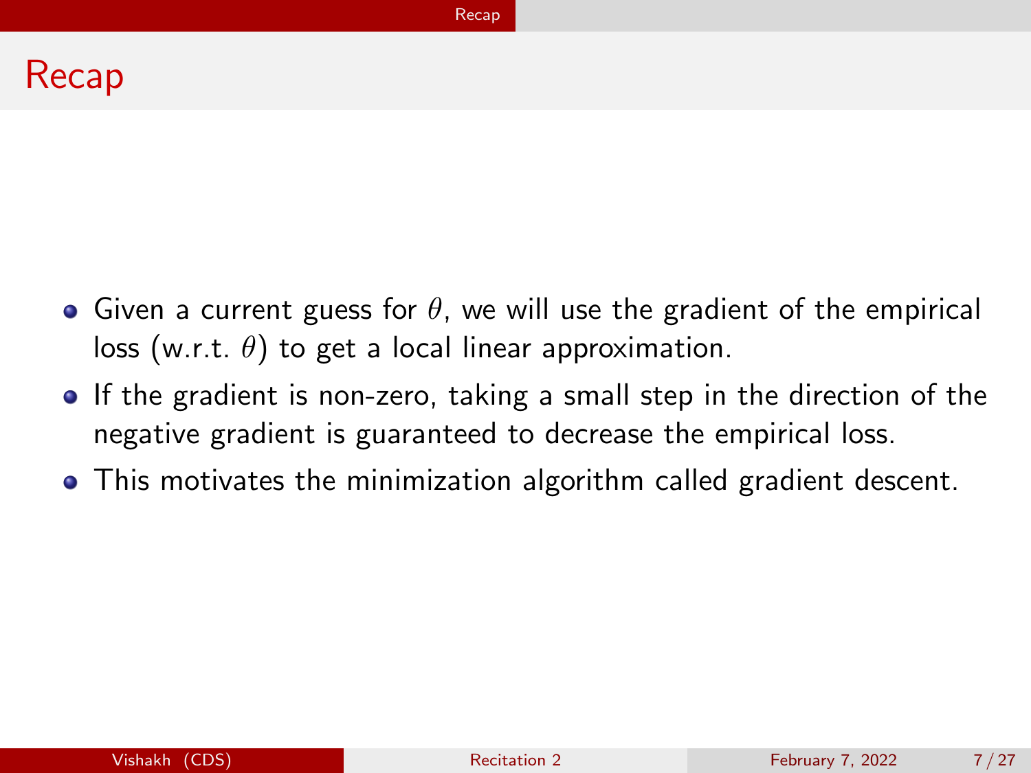# Recap

- Given a current guess for $\theta$, we will use the gradient of the empirical loss (w.r.t. $\theta$) to get a local linear approximation.
- If the gradient is non-zero, taking a small step in the direction of the negative gradient is guaranteed to decrease the empirical loss.
- This motivates the minimization algorithm called gradient descent.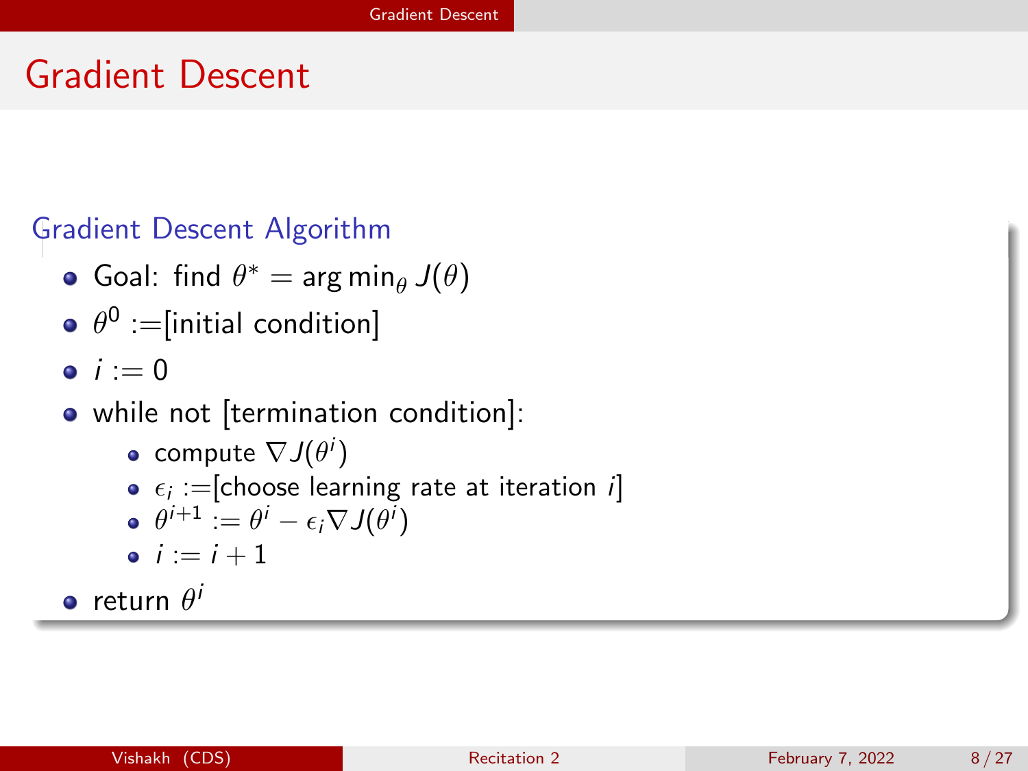# Gradient Descent

### Gradient Descent Algorithm

- Goal: find $\theta^* = \arg\min_\theta J(\theta)$
- $\theta^0 :=$[initial condition]
- $i := 0$
- while not [termination condition]:
  - compute $\nabla J(\theta^i)$
  - $\epsilon_i :=$[choose learning rate at iteration $i$]
  - $\theta^{i+1} := \theta^i - \epsilon_i \nabla J(\theta^i)$
  - $i := i + 1$
- return $\theta^i$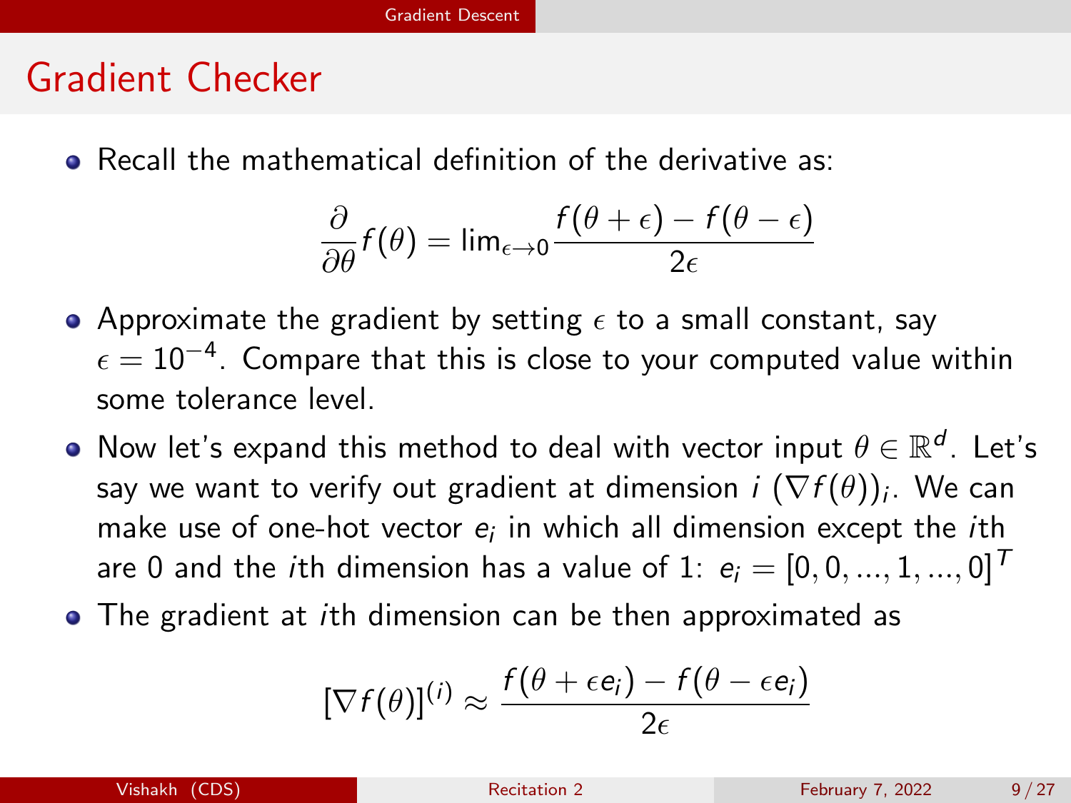# Gradient Checker

- Recall the mathematical definition of the derivative as:

$$\frac{\partial}{\partial \theta} f(\theta) = \lim_{\epsilon \to 0} \frac{f(\theta + \epsilon) - f(\theta - \epsilon)}{2\epsilon}$$

- Approximate the gradient by setting $\epsilon$ to a small constant, say $\epsilon = 10^{-4}$. Compare that this is close to your computed value within some tolerance level.
- Now let's expand this method to deal with vector input $\theta \in \mathbb{R}^d$. Let's say we want to verify out gradient at dimension $i$ $(\nabla f(\theta))_i$. We can make use of one-hot vector $e_i$ in which all dimension except the $i$th are 0 and the $i$th dimension has a value of 1: $e_i = [0, 0, ..., 1, ..., 0]^T$
- The gradient at $i$th dimension can be then approximated as

$$[\nabla f(\theta)]^{(i)} \approx \frac{f(\theta + \epsilon e_i) - f(\theta - \epsilon e_i)}{2\epsilon}$$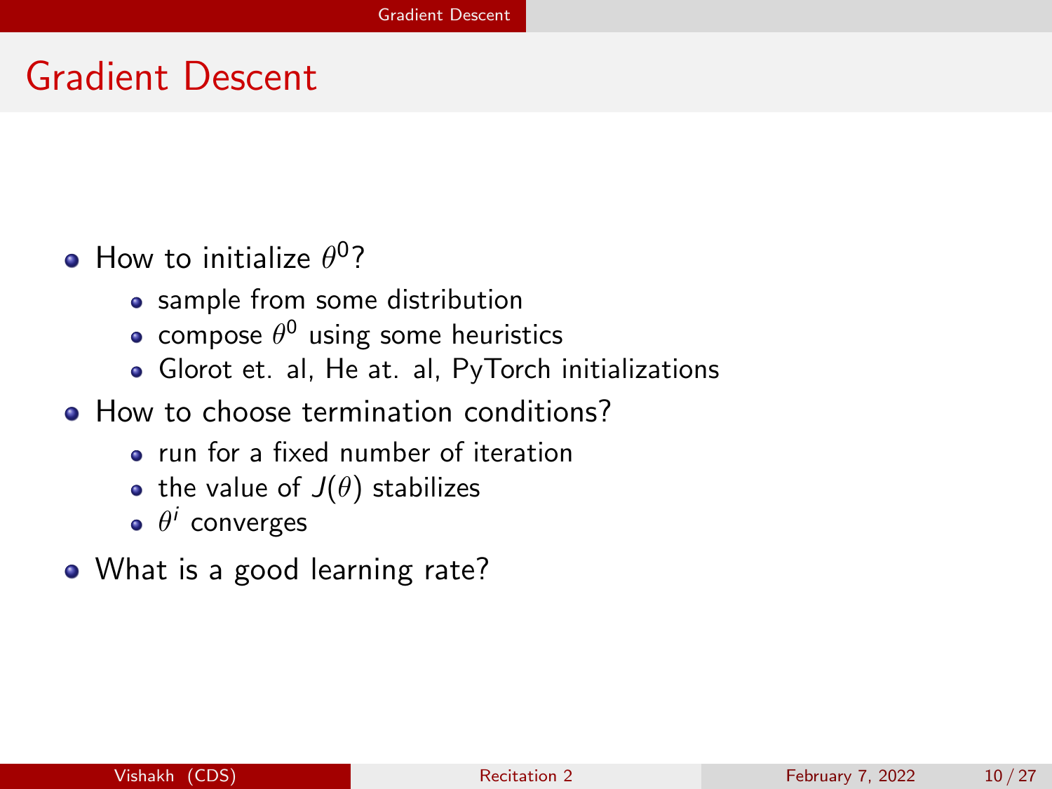# Gradient Descent

- How to initialize $\theta^0$?
  - sample from some distribution
  - compose $\theta^0$ using some heuristics
  - Glorot et. al, He at. al, PyTorch initializations
- How to choose termination conditions?
  - run for a fixed number of iteration
  - the value of $J(\theta)$ stabilizes
  - $\theta^i$ converges
- What is a good learning rate?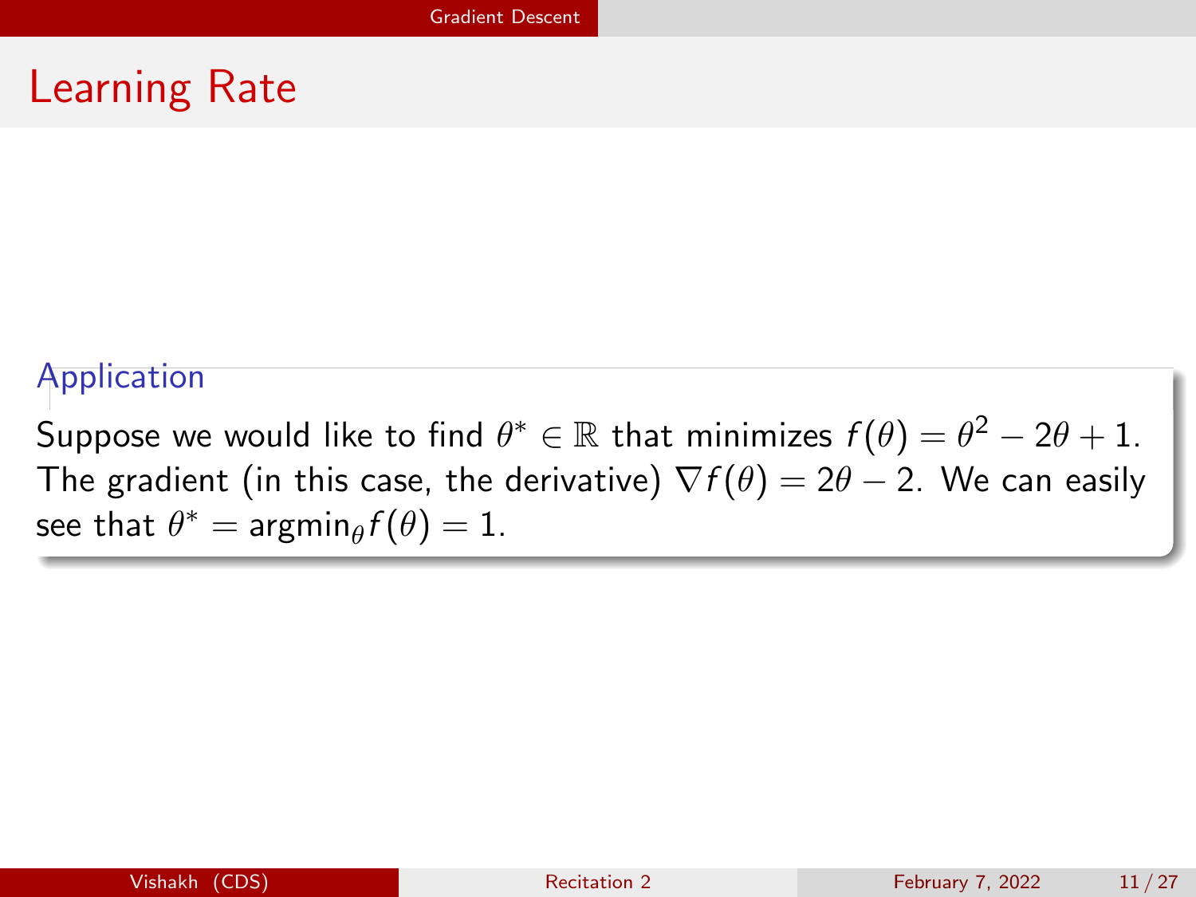# Learning Rate

### Application

Suppose we would like to find $\theta^* \in \mathbb{R}$ that minimizes $f(\theta) = \theta^2 - 2\theta + 1$. The gradient (in this case, the derivative) $\nabla f(\theta) = 2\theta - 2$. We can easily see that $\theta^* = \text{argmin}_\theta f(\theta) = 1$.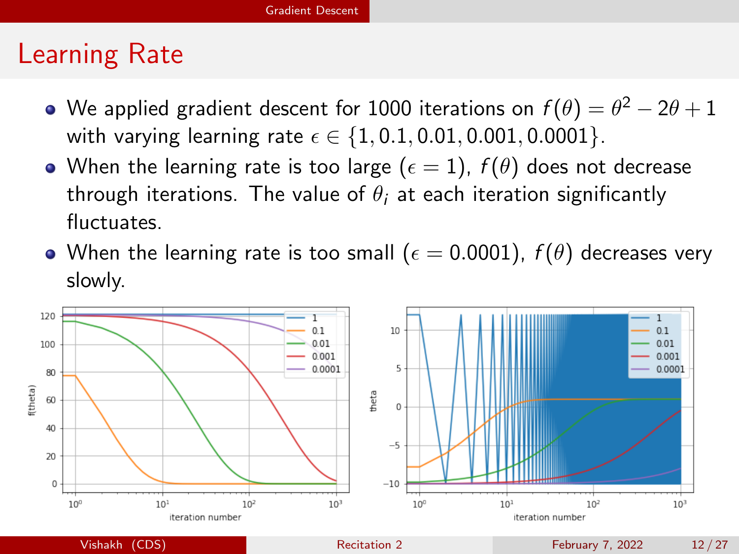# Learning Rate

- We applied gradient descent for 1000 iterations on $f(\theta) = \theta^2 - 2\theta + 1$ with varying learning rate $\epsilon \in \{1, 0.1, 0.01, 0.001, 0.0001\}$.
- When the learning rate is too large ($\epsilon = 1$), $f(\theta)$ does not decrease through iterations. The value of $\theta_i$ at each iteration significantly fluctuates.
- When the learning rate is too small ($\epsilon = 0.0001$), $f(\theta)$ decreases very slowly.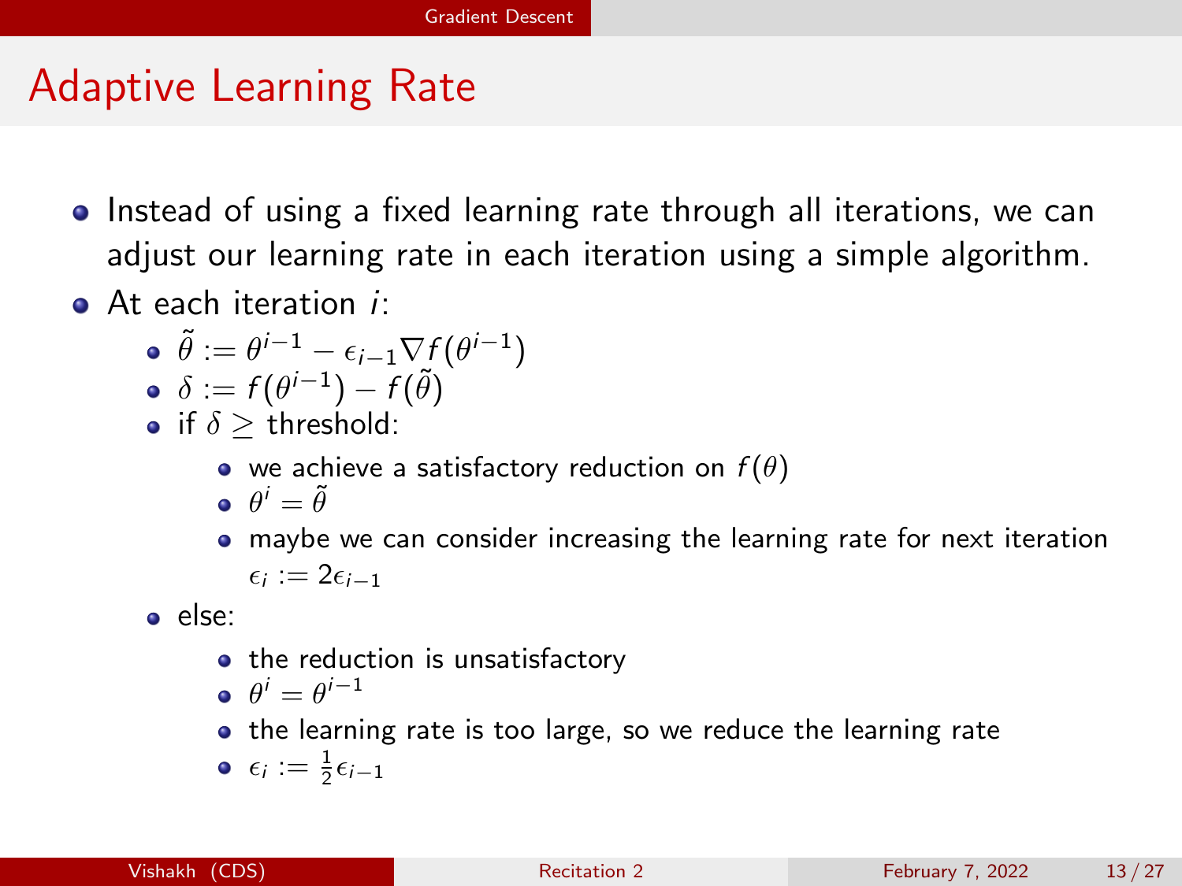# Adaptive Learning Rate

- Instead of using a fixed learning rate through all iterations, we can adjust our learning rate in each iteration using a simple algorithm.
- At each iteration $i$:
  - $\tilde{\theta} := \theta^{i-1} - \epsilon_{i-1}\nabla f(\theta^{i-1})$
  - $\delta := f(\theta^{i-1}) - f(\tilde{\theta})$
  - if $\delta \geq$ threshold:
    - we achieve a satisfactory reduction on $f(\theta)$
    - $\theta^i = \tilde{\theta}$
    - maybe we can consider increasing the learning rate for next iteration $\epsilon_i := 2\epsilon_{i-1}$
  - else:
    - the reduction is unsatisfactory
    - $\theta^i = \theta^{i-1}$
    - the learning rate is too large, so we reduce the learning rate
    - $\epsilon_i := \frac{1}{2}\epsilon_{i-1}$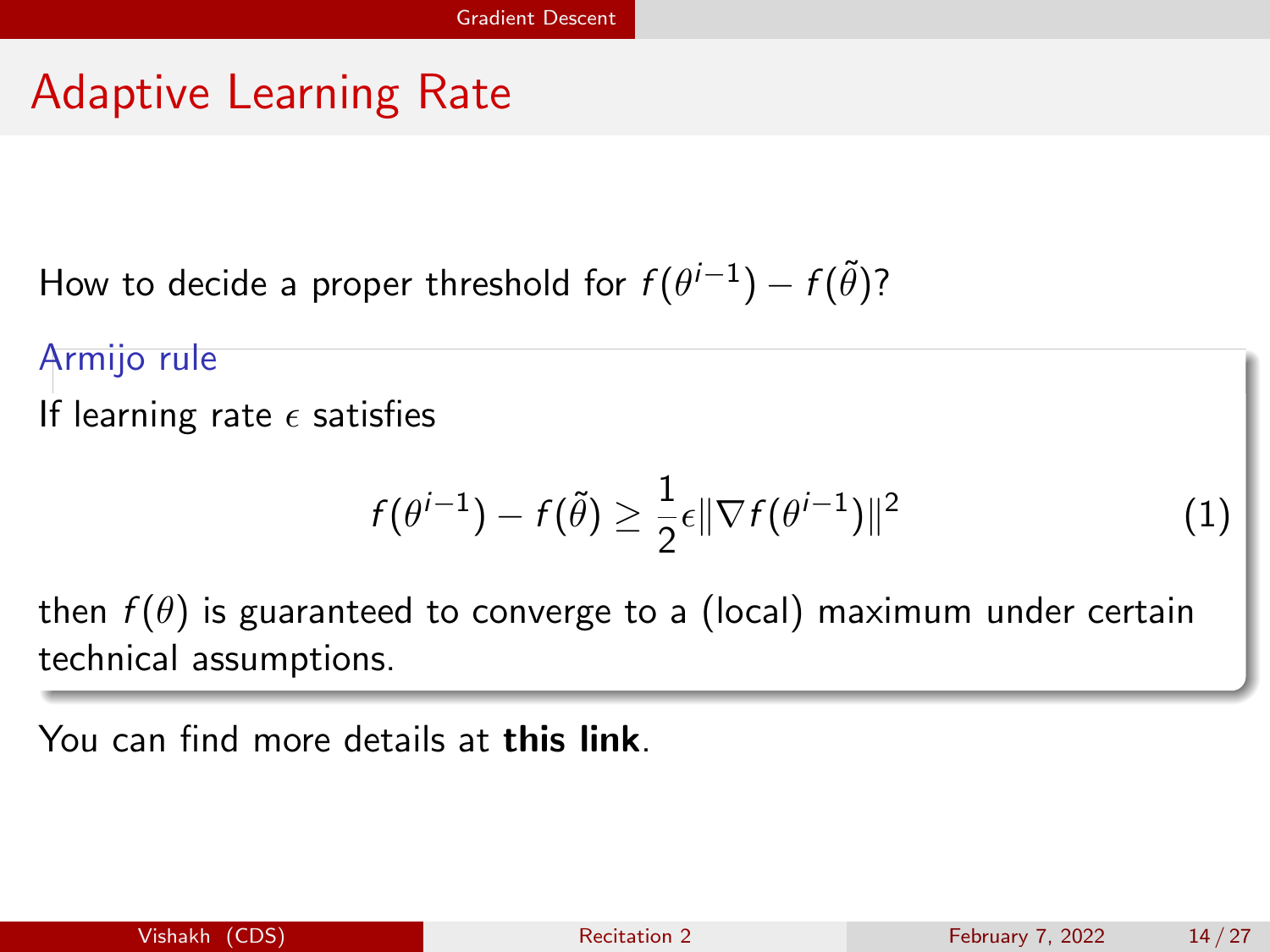# Adaptive Learning Rate

How to decide a proper threshold for $f(\theta^{i-1}) - f(\tilde{\theta})$?

**Armijo rule**

If learning rate $\epsilon$ satisfies

$$f(\theta^{i-1}) - f(\tilde{\theta}) \geq \frac{1}{2}\epsilon \|\nabla f(\theta^{i-1})\|^2 \tag{1}$$

then $f(\theta)$ is guaranteed to converge to a (local) maximum under certain technical assumptions.

You can find more details at **this link**.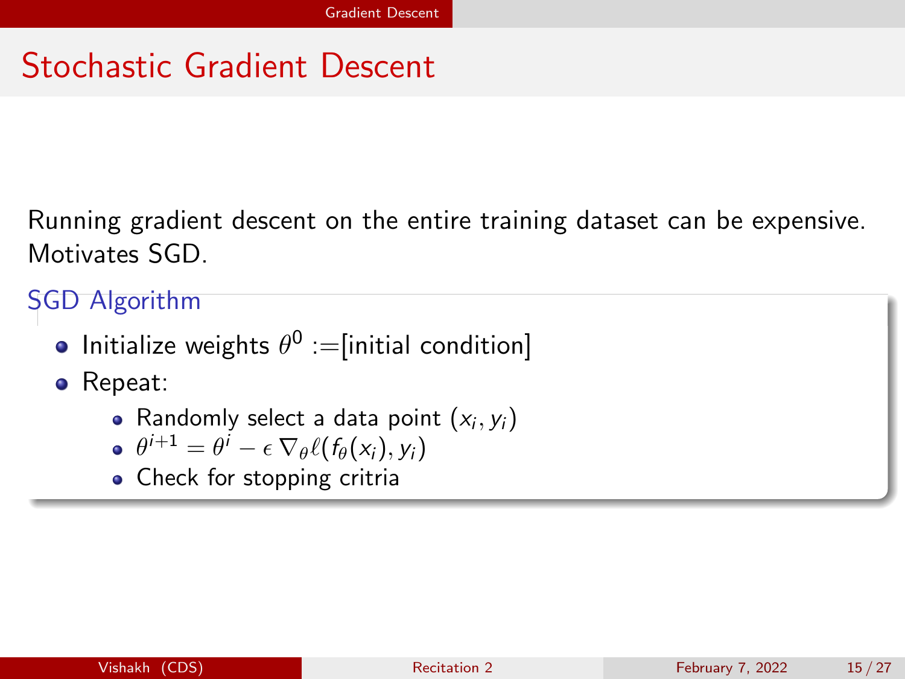# Stochastic Gradient Descent

Running gradient descent on the entire training dataset can be expensive. Motivates SGD.

### SGD Algorithm

- Initialize weights $\theta^0$ :=[initial condition]
- Repeat:
  - Randomly select a data point $(x_i, y_i)$
  - $\theta^{i+1} = \theta^i - \epsilon \, \nabla_\theta \ell(f_\theta(x_i), y_i)$
  - Check for stopping critria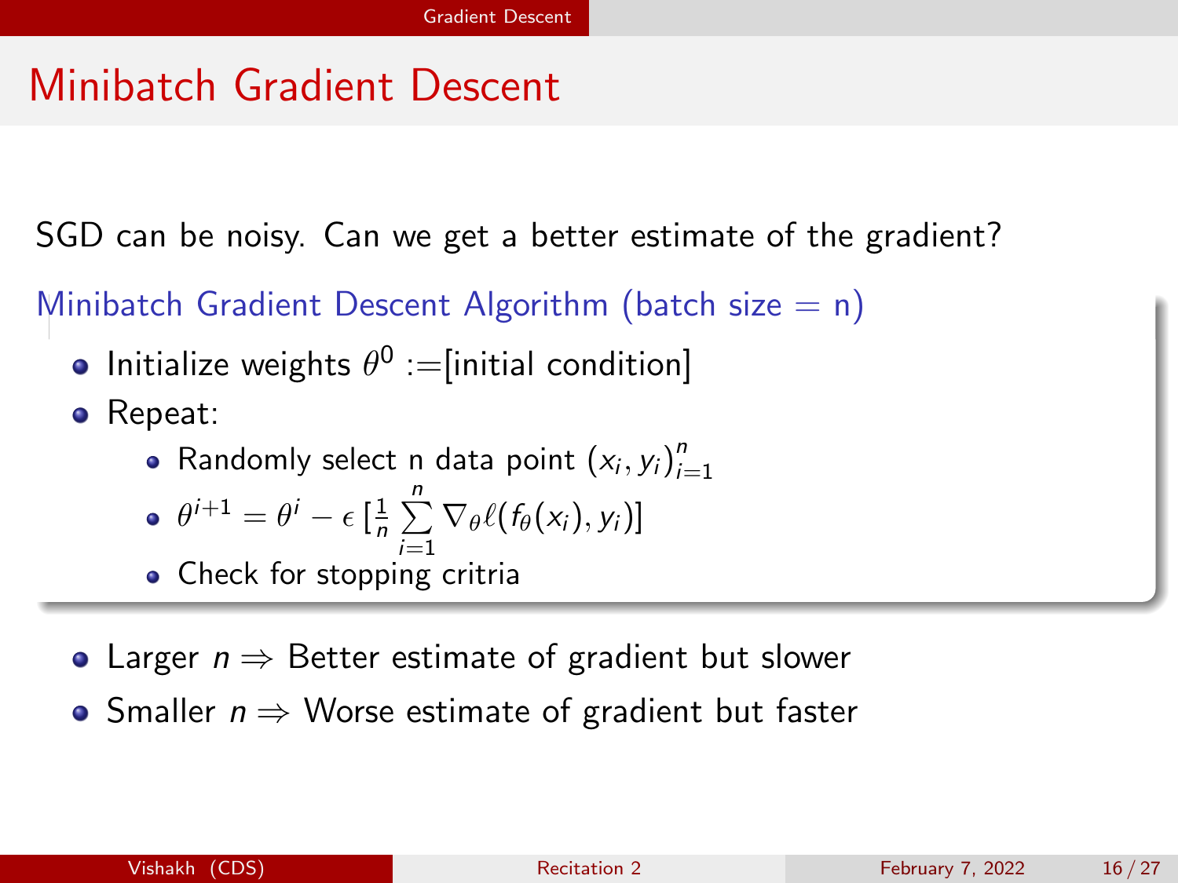# Minibatch Gradient Descent

SGD can be noisy. Can we get a better estimate of the gradient?

**Minibatch Gradient Descent Algorithm (batch size = n)**

- Initialize weights $\theta^0$ :=[initial condition]
- Repeat:
  - Randomly select n data point $(x_i, y_i)_{i=1}^n$
  - $\theta^{i+1} = \theta^i - \epsilon\, [\frac{1}{n} \sum_{i=1}^{n} \nabla_\theta \ell(f_\theta(x_i), y_i)]$
  - Check for stopping critria

- Larger $n \Rightarrow$ Better estimate of gradient but slower
- Smaller $n \Rightarrow$ Worse estimate of gradient but faster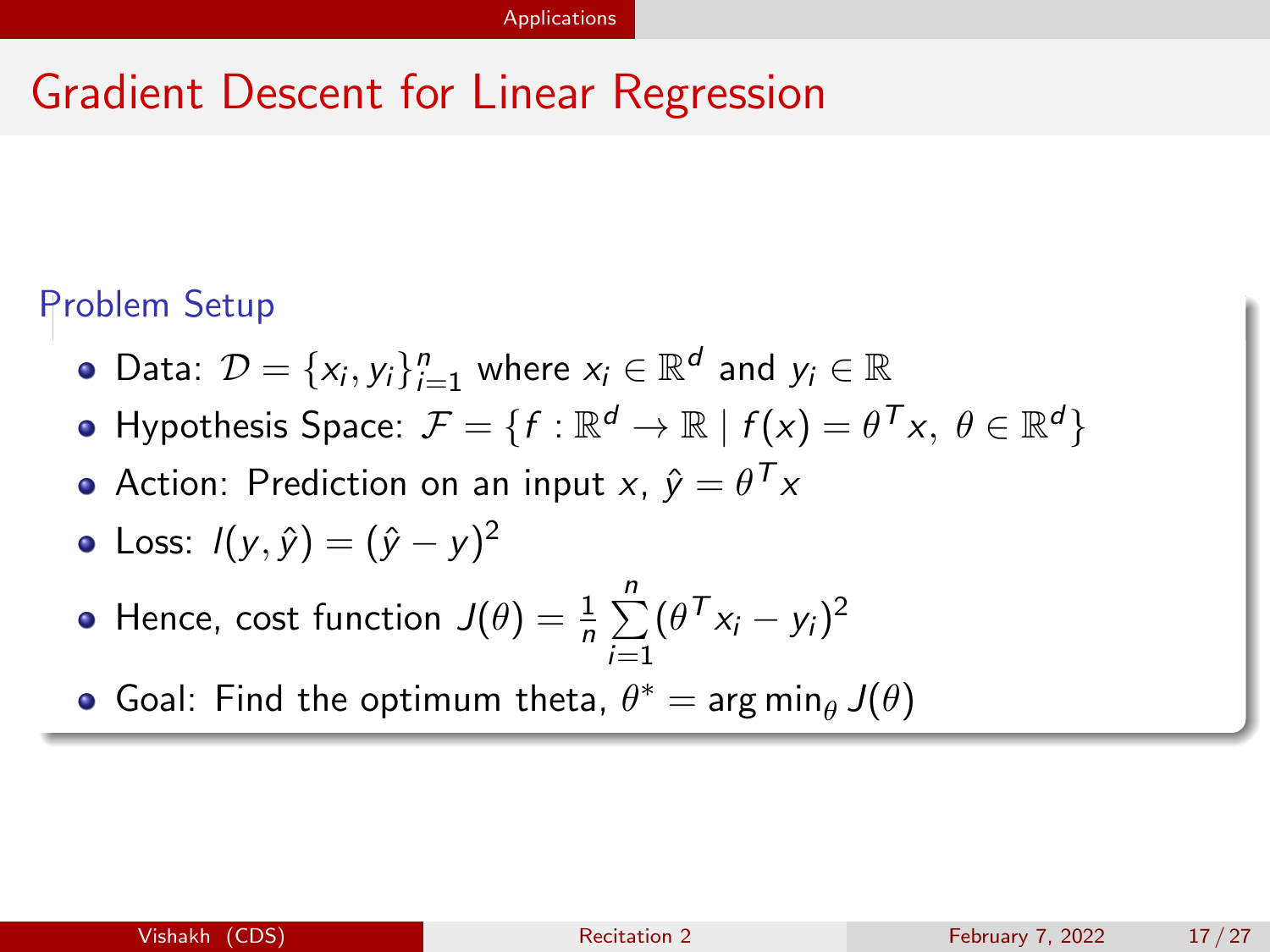# Gradient Descent for Linear Regression

### Problem Setup

- Data: $\mathcal{D} = \{x_i, y_i\}_{i=1}^n$ where $x_i \in \mathbb{R}^d$ and $y_i \in \mathbb{R}$
- Hypothesis Space: $\mathcal{F} = \{f : \mathbb{R}^d \to \mathbb{R} \mid f(x) = \theta^T x, \ \theta \in \mathbb{R}^d\}$
- Action: Prediction on an input $x$, $\hat{y} = \theta^T x$
- Loss: $l(y, \hat{y}) = (\hat{y} - y)^2$
- Hence, cost function $J(\theta) = \frac{1}{n} \sum_{i=1}^{n} (\theta^T x_i - y_i)^2$
- Goal: Find the optimum theta, $\theta^* = \arg\min_\theta J(\theta)$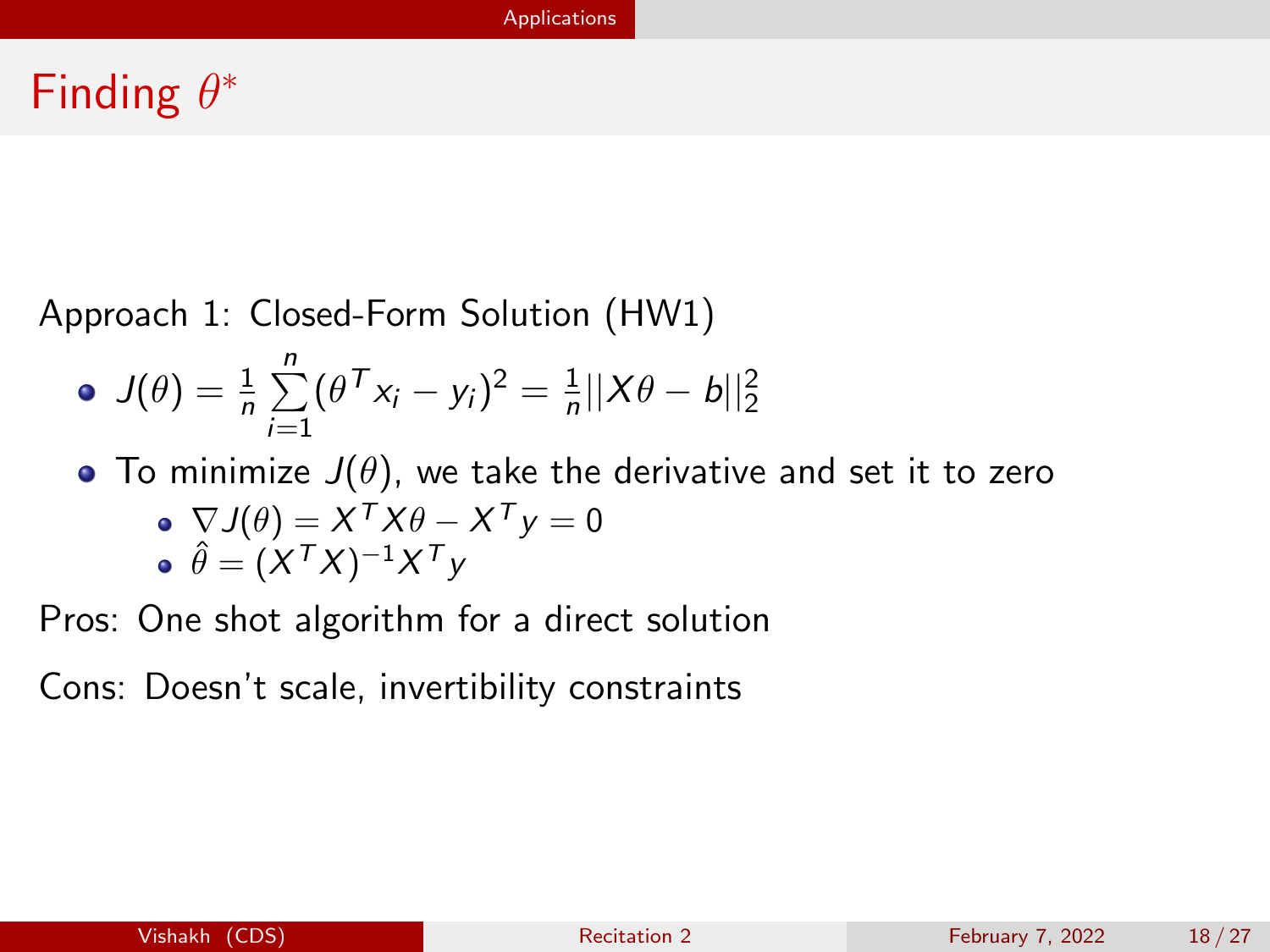# Finding $\theta^*$

Approach 1: Closed-Form Solution (HW1)

- $J(\theta) = \frac{1}{n}\sum_{i=1}^{n}(\theta^T x_i - y_i)^2 = \frac{1}{n}||X\theta - b||_2^2$
- To minimize $J(\theta)$, we take the derivative and set it to zero
  - $\nabla J(\theta) = X^T X\theta - X^T y = 0$
  - $\hat{\theta} = (X^T X)^{-1} X^T y$

Pros: One shot algorithm for a direct solution

Cons: Doesn't scale, invertibility constraints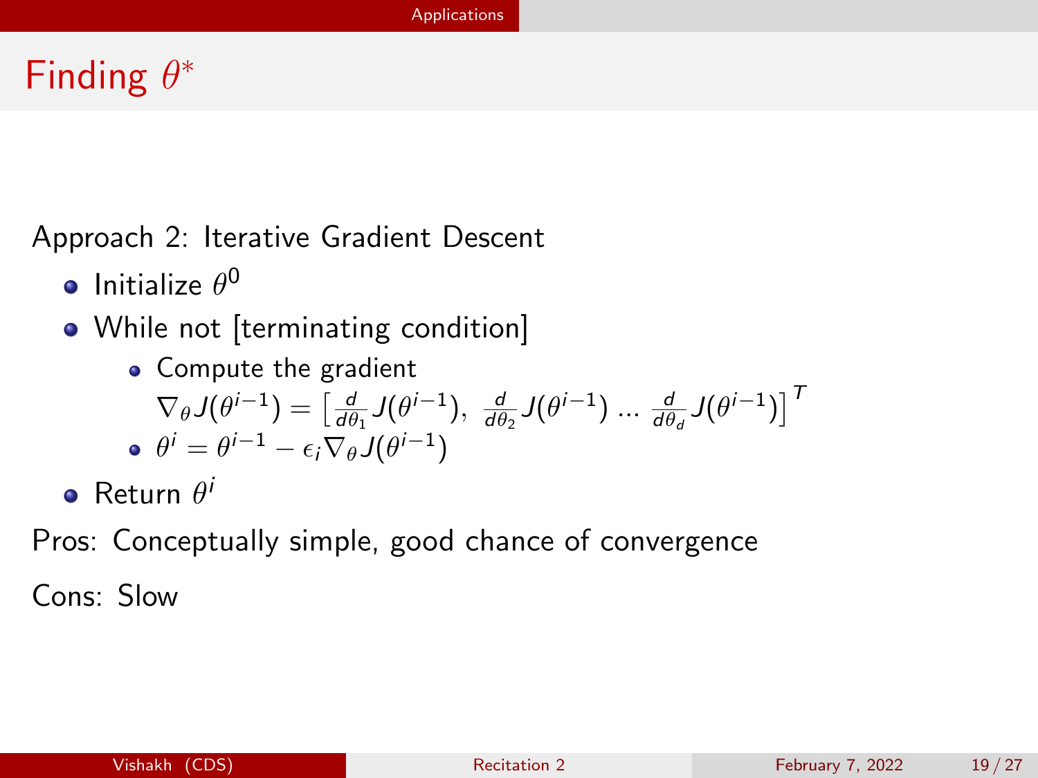# Finding $\theta^*$

Approach 2: Iterative Gradient Descent

- Initialize $\theta^0$
- While not [terminating condition]
  - Compute the gradient $\nabla_\theta J(\theta^{i-1}) = \left[\frac{d}{d\theta_1}J(\theta^{i-1}),\ \frac{d}{d\theta_2}J(\theta^{i-1}) \dots \frac{d}{d\theta_d}J(\theta^{i-1})\right]^T$
  - $\theta^i = \theta^{i-1} - \epsilon_i \nabla_\theta J(\theta^{i-1})$
- Return $\theta^i$

Pros: Conceptually simple, good chance of convergence

Cons: Slow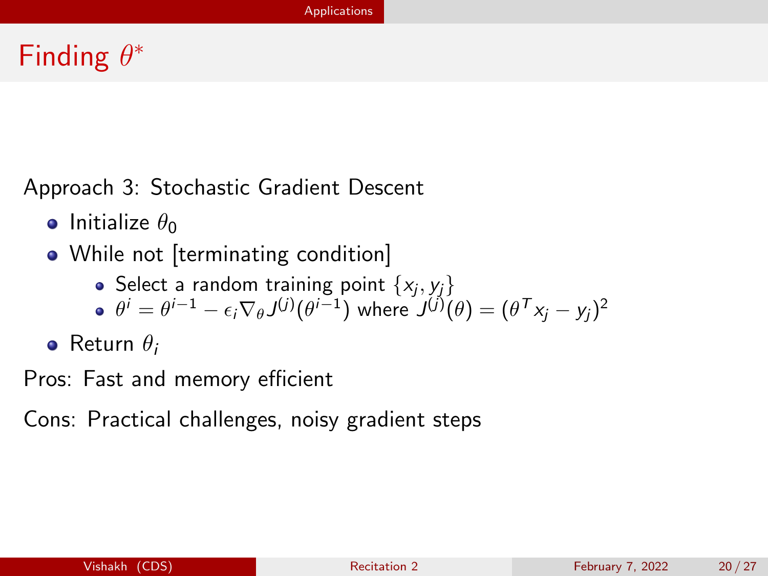# Finding $\theta^*$

Approach 3: Stochastic Gradient Descent

- Initialize $\theta_0$
- While not [terminating condition]
  - Select a random training point $\{x_j, y_j\}$
  - $\theta^i = \theta^{i-1} - \epsilon_i \nabla_\theta J^{(j)}(\theta^{i-1})$ where $J^{(j)}(\theta) = (\theta^T x_j - y_j)^2$
- Return $\theta_i$

Pros: Fast and memory efficient

Cons: Practical challenges, noisy gradient steps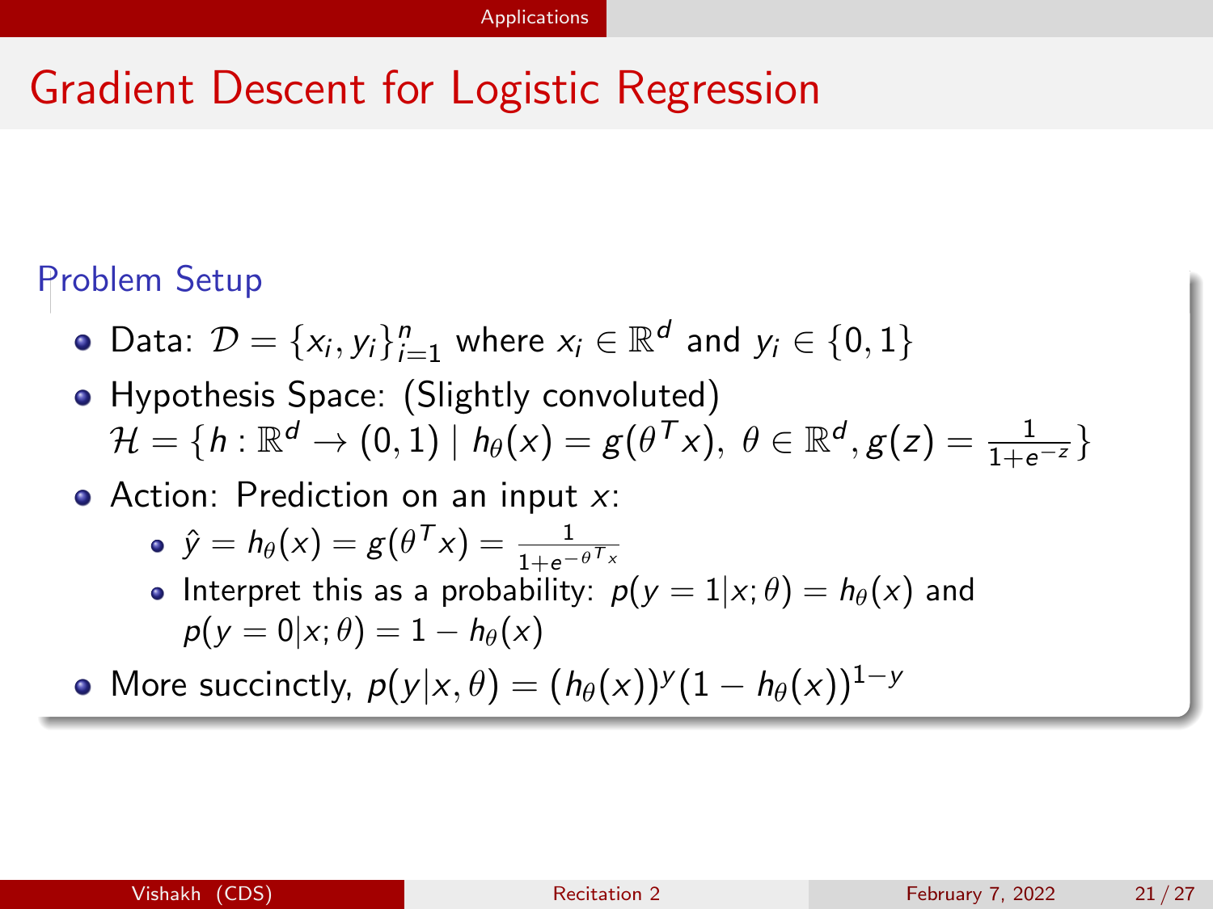# Gradient Descent for Logistic Regression

### Problem Setup

- Data: $\mathcal{D} = \{x_i, y_i\}_{i=1}^n$ where $x_i \in \mathbb{R}^d$ and $y_i \in \{0, 1\}$
- Hypothesis Space: (Slightly convoluted) $\mathcal{H} = \{h : \mathbb{R}^d \to (0, 1) \mid h_\theta(x) = g(\theta^T x),\ \theta \in \mathbb{R}^d, g(z) = \frac{1}{1+e^{-z}}\}$
- Action: Prediction on an input $x$:
  - $\hat{y} = h_\theta(x) = g(\theta^T x) = \frac{1}{1+e^{-\theta^T x}}$
  - Interpret this as a probability: $p(y = 1|x; \theta) = h_\theta(x)$ and $p(y = 0|x; \theta) = 1 - h_\theta(x)$
- More succinctly, $p(y|x, \theta) = (h_\theta(x))^y (1 - h_\theta(x))^{1-y}$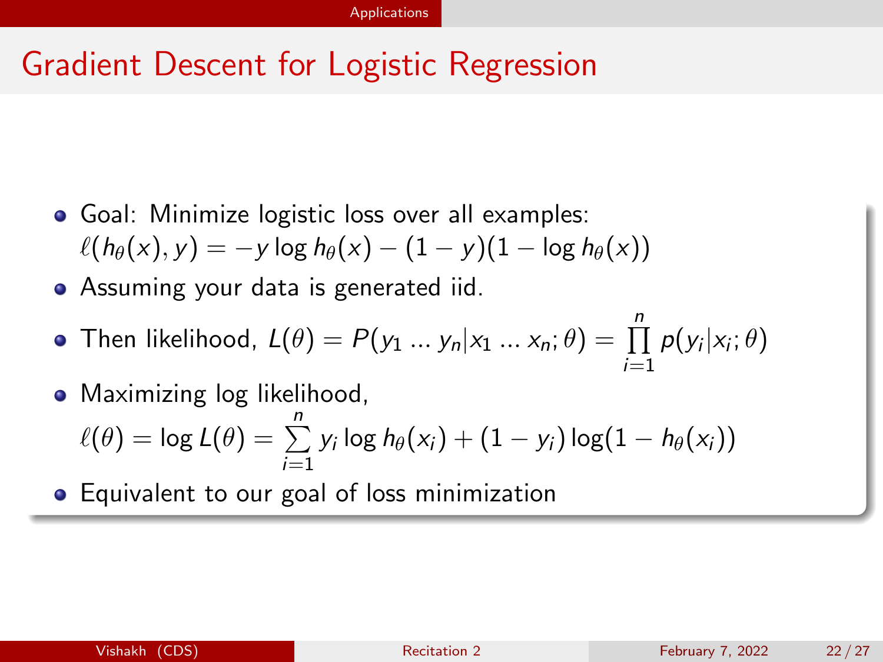# Gradient Descent for Logistic Regression

- Goal: Minimize logistic loss over all examples: $\ell(h_\theta(x), y) = -y \log h_\theta(x) - (1-y)(1 - \log h_\theta(x))$
- Assuming your data is generated iid.
- Then likelihood, $L(\theta) = P(y_1 \ldots y_n | x_1 \ldots x_n; \theta) = \prod_{i=1}^{n} p(y_i | x_i; \theta)$
- Maximizing log likelihood, $\ell(\theta) = \log L(\theta) = \sum_{i=1}^{n} y_i \log h_\theta(x_i) + (1 - y_i) \log(1 - h_\theta(x_i))$
- Equivalent to our goal of loss minimization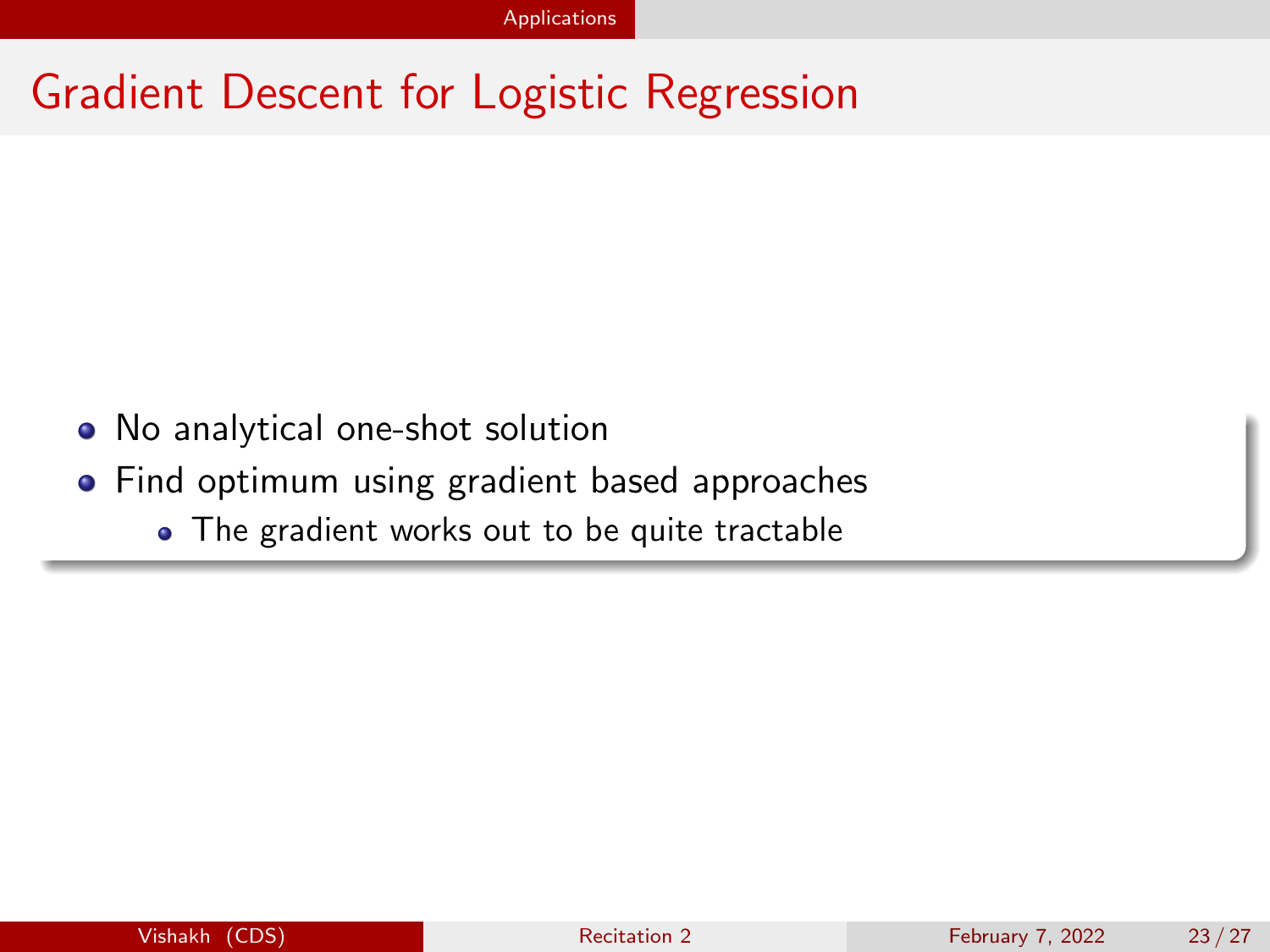# Gradient Descent for Logistic Regression

- No analytical one-shot solution
- Find optimum using gradient based approaches
    - The gradient works out to be quite tractable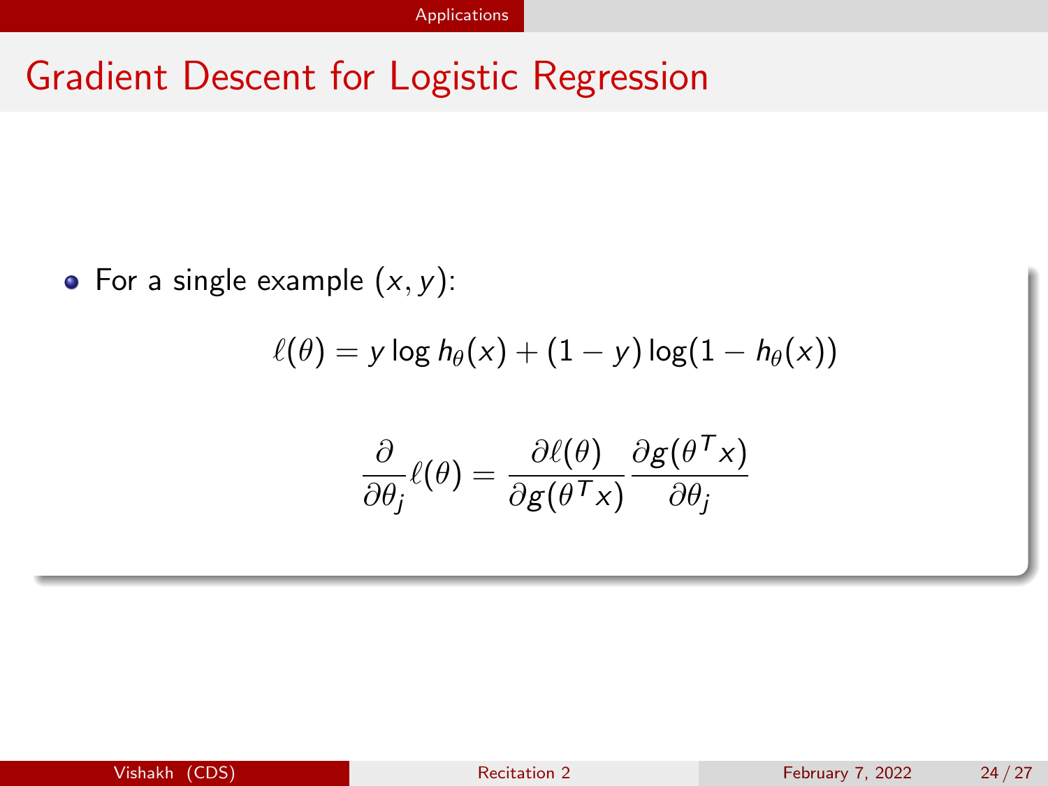# Gradient Descent for Logistic Regression

- For a single example $(x, y)$:

$$\ell(\theta) = y \log h_\theta(x) + (1 - y) \log(1 - h_\theta(x))$$

$$\frac{\partial}{\partial \theta_j} \ell(\theta) = \frac{\partial \ell(\theta)}{\partial g(\theta^T x)} \frac{\partial g(\theta^T x)}{\partial \theta_j}$$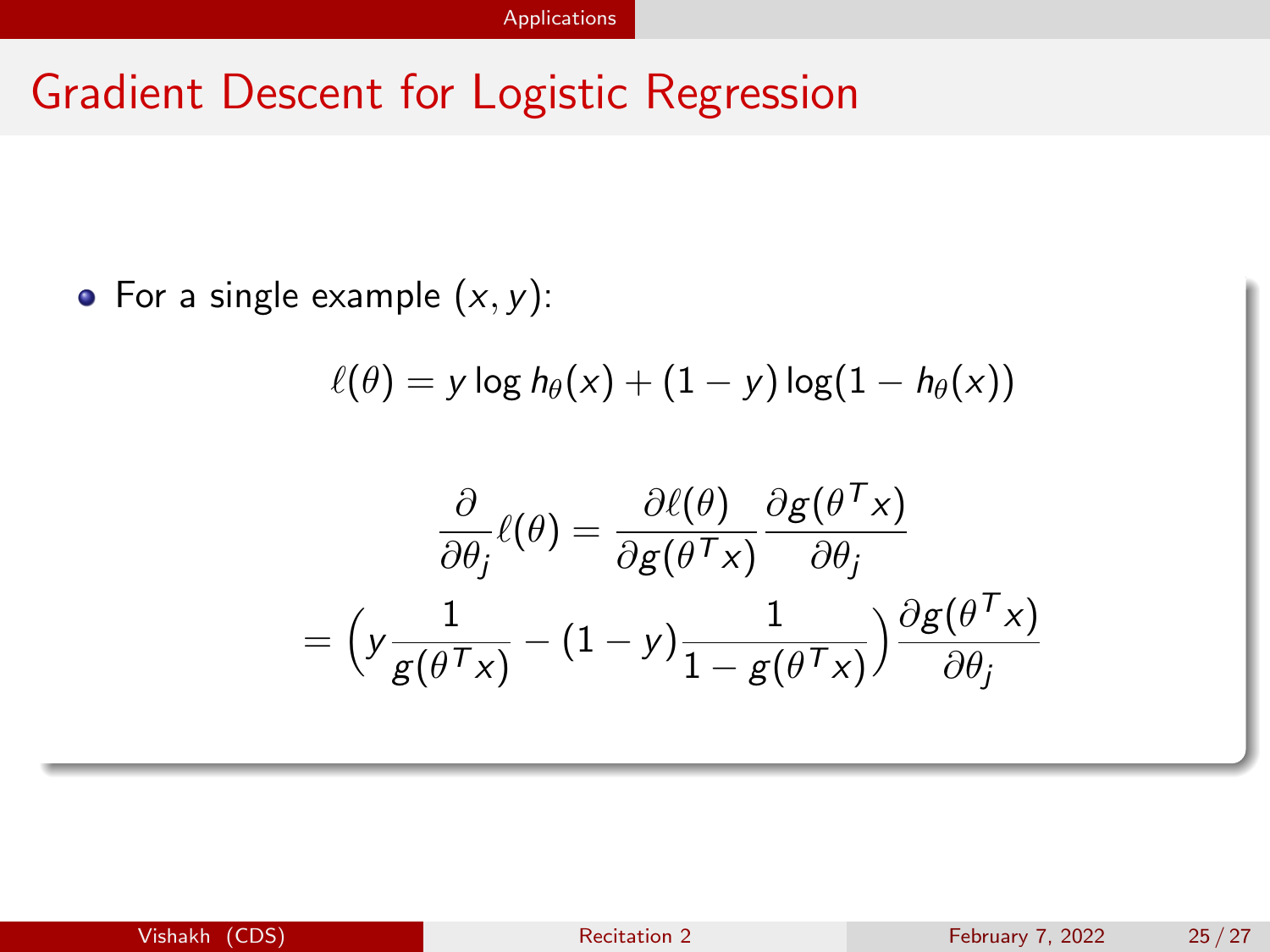# Gradient Descent for Logistic Regression

- For a single example $(x, y)$:

$$\ell(\theta) = y \log h_\theta(x) + (1 - y) \log(1 - h_\theta(x))$$

$$\frac{\partial}{\partial \theta_j} \ell(\theta) = \frac{\partial \ell(\theta)}{\partial g(\theta^T x)} \frac{\partial g(\theta^T x)}{\partial \theta_j}$$

$$= \left( y \frac{1}{g(\theta^T x)} - (1 - y) \frac{1}{1 - g(\theta^T x)} \right) \frac{\partial g(\theta^T x)}{\partial \theta_j}$$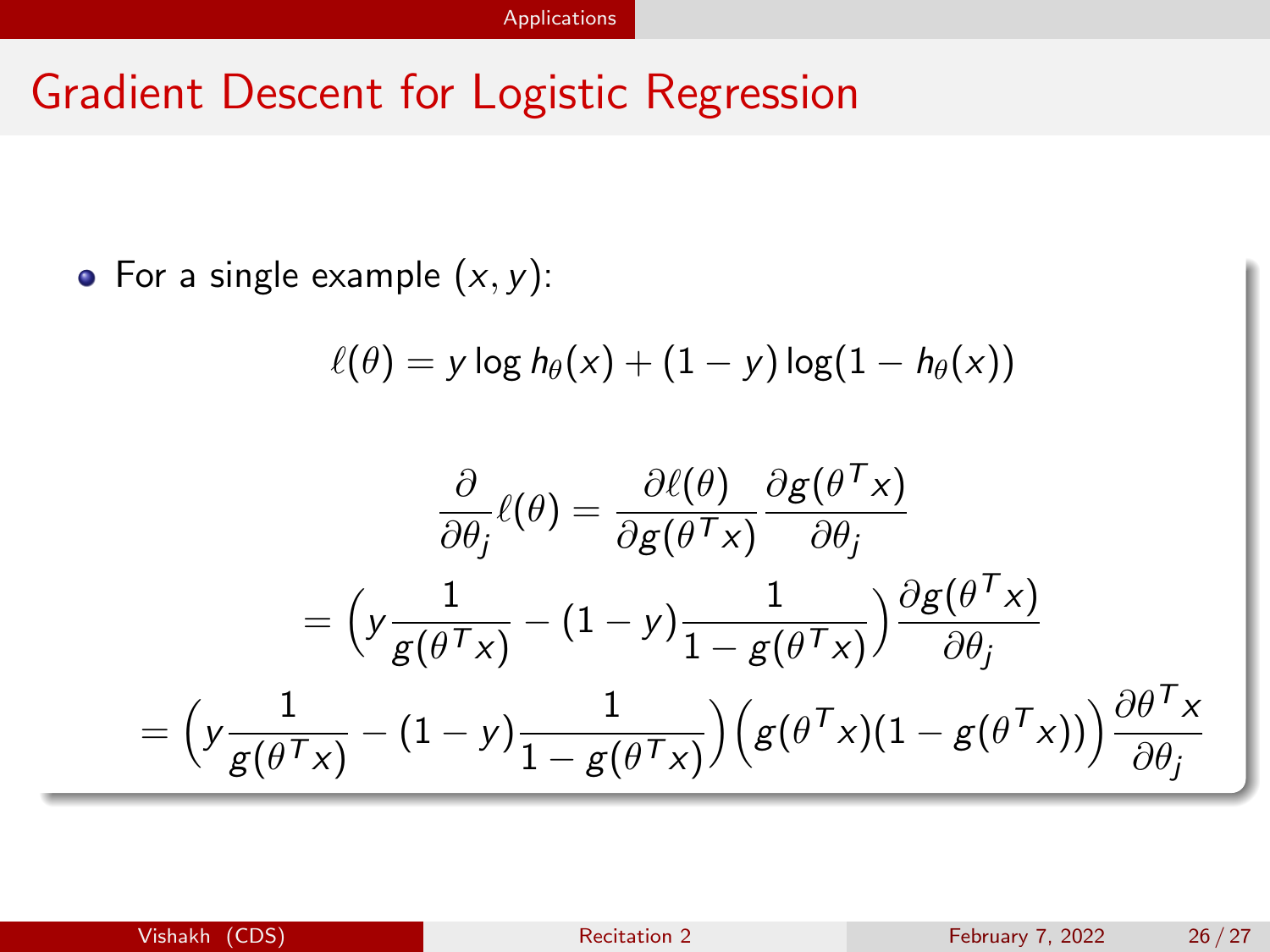## Gradient Descent for Logistic Regression

- For a single example $(x, y)$:

$$\ell(\theta) = y \log h_\theta(x) + (1 - y) \log(1 - h_\theta(x))$$

$$\begin{aligned}
\frac{\partial}{\partial \theta_j} \ell(\theta) &= \frac{\partial \ell(\theta)}{\partial g(\theta^T x)} \frac{\partial g(\theta^T x)}{\partial \theta_j} \\
&= \Big( y \frac{1}{g(\theta^T x)} - (1 - y) \frac{1}{1 - g(\theta^T x)} \Big) \frac{\partial g(\theta^T x)}{\partial \theta_j} \\
&= \Big( y \frac{1}{g(\theta^T x)} - (1 - y) \frac{1}{1 - g(\theta^T x)} \Big) \Big( g(\theta^T x)(1 - g(\theta^T x)) \Big) \frac{\partial \theta^T x}{\partial \theta_j}
\end{aligned}$$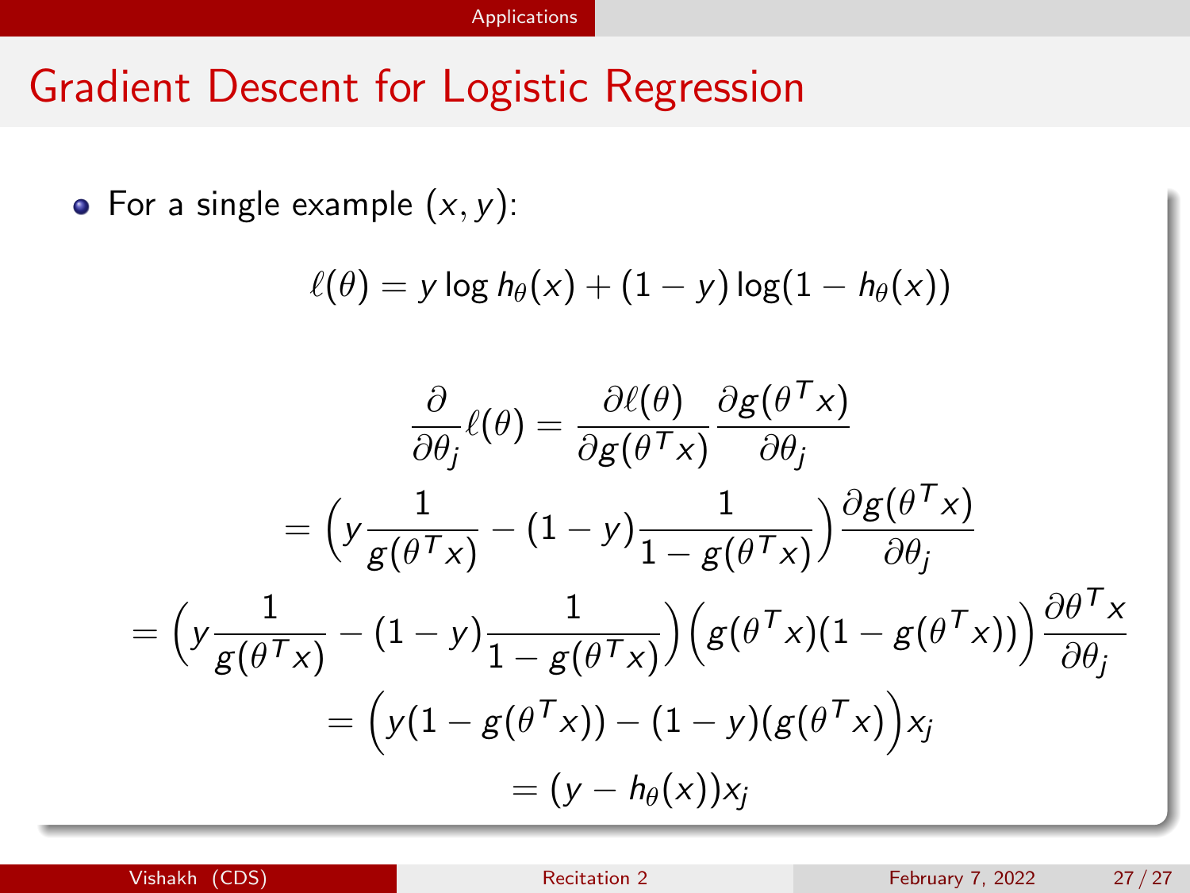# Gradient Descent for Logistic Regression

- For a single example $(x, y)$:

$$\ell(\theta) = y \log h_\theta(x) + (1 - y)\log(1 - h_\theta(x))$$

$$\begin{aligned}
\frac{\partial}{\partial \theta_j}\ell(\theta) &= \frac{\partial \ell(\theta)}{\partial g(\theta^T x)} \frac{\partial g(\theta^T x)}{\partial \theta_j} \\
&= \Big(y \frac{1}{g(\theta^T x)} - (1 - y)\frac{1}{1 - g(\theta^T x)}\Big) \frac{\partial g(\theta^T x)}{\partial \theta_j} \\
&= \Big(y \frac{1}{g(\theta^T x)} - (1 - y)\frac{1}{1 - g(\theta^T x)}\Big) \Big(g(\theta^T x)(1 - g(\theta^T x))\Big) \frac{\partial \theta^T x}{\partial \theta_j} \\
&= \Big(y(1 - g(\theta^T x)) - (1 - y)(g(\theta^T x)\Big) x_j \\
&= (y - h_\theta(x)) x_j
\end{aligned}$$